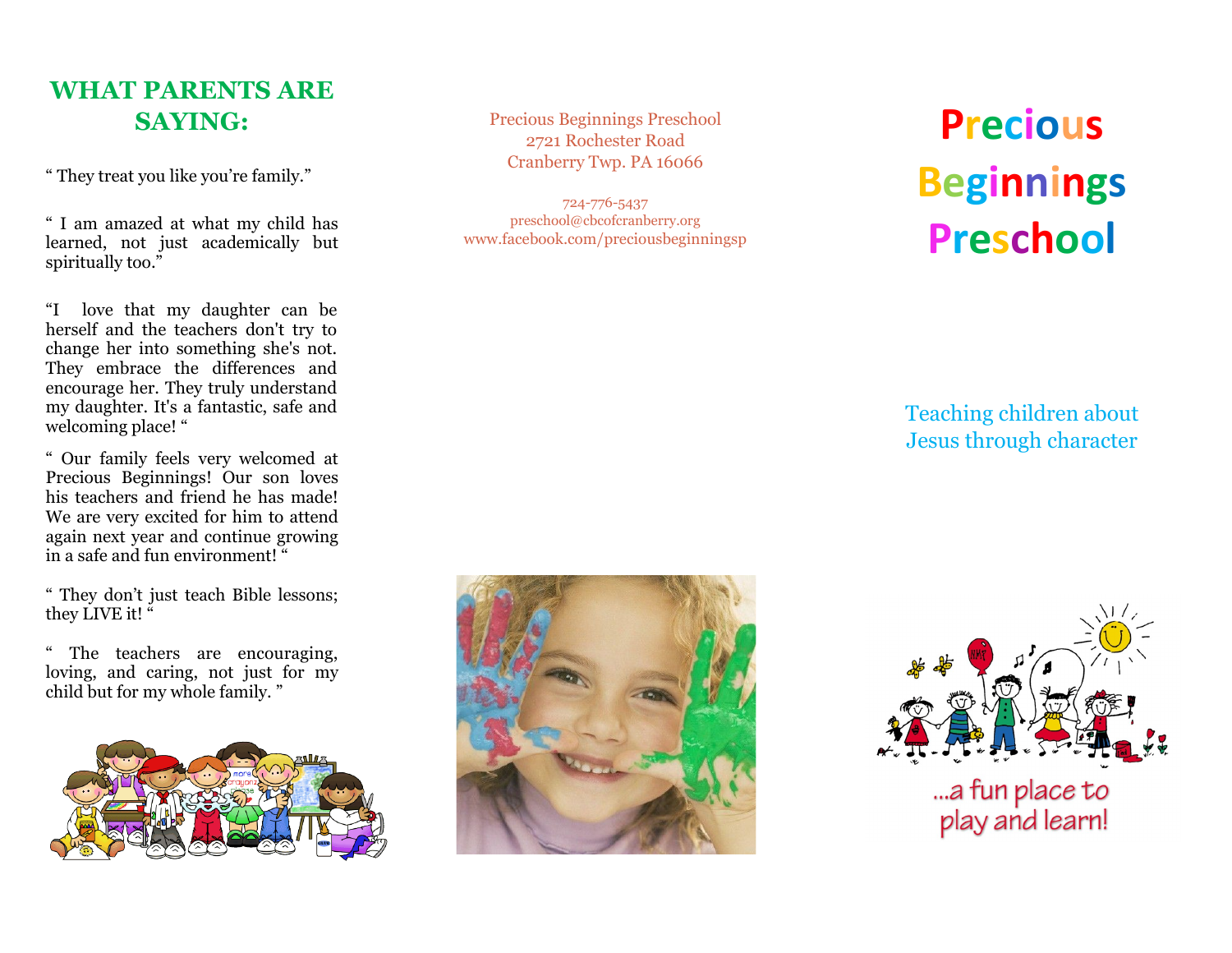## WHAT PARENTS ARE SAYING:

" They treat you like you're family."

" I am amazed at what my child has learned, not just academically but spiritually too."

"I love that my daughter can be herself and the teachers don't try to change her into something she's not. They embrace the differences and encourage her. They truly understand my daughter. It's a fantastic, safe and welcoming place! "

" Our family feels very welcomed at Precious Beginnings! Our son loves his teachers and friend he has made! We are very excited for him to attend again next year and continue growing in a safe and fun environment! "

" They don't just teach Bible lessons; they LIVE it! "

" The teachers are encouraging, loving, and caring, not just for my child but for my whole family. "

Precious Beginnings Preschool
2721 Rochester Road
Cranberry Twp. PA 16066

724-776-5437
preschool@cbcofcranberry.org
www.facebook.com/preciousbeginningsp

# Precious Beginnings Preschool

Teaching children about Jesus through character

...a fun place to play and learn!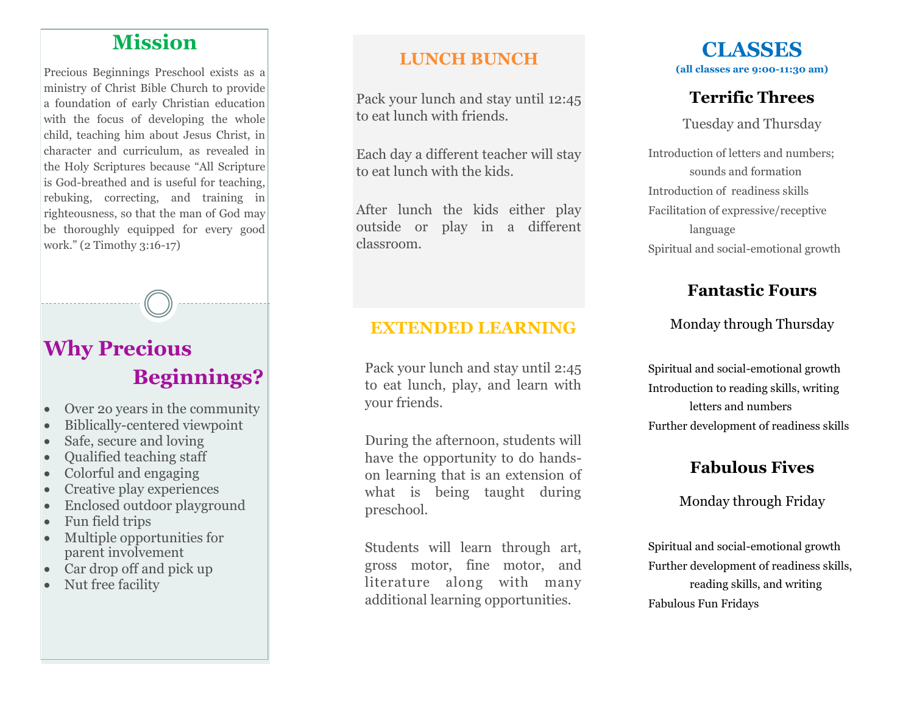## Mission

Precious Beginnings Preschool exists as a ministry of Christ Bible Church to provide a foundation of early Christian education with the focus of developing the whole child, teaching him about Jesus Christ, in character and curriculum, as revealed in the Holy Scriptures because "All Scripture is God-breathed and is useful for teaching, rebuking, correcting, and training in righteousness, so that the man of God may be thoroughly equipped for every good work." (2 Timothy 3:16-17)

## Why Precious Beginnings?

- Over 20 years in the community
- Biblically-centered viewpoint
- Safe, secure and loving
- Qualified teaching staff
- Colorful and engaging
- Creative play experiences
- Enclosed outdoor playground
- Fun field trips
- Multiple opportunities for parent involvement
- Car drop off and pick up
- Nut free facility

## LUNCH BUNCH

Pack your lunch and stay until 12:45 to eat lunch with friends.

Each day a different teacher will stay to eat lunch with the kids.

After lunch the kids either play outside or play in a different classroom.

## EXTENDED LEARNING

Pack your lunch and stay until 2:45 to eat lunch, play, and learn with your friends.

During the afternoon, students will have the opportunity to do hands-on learning that is an extension of what is being taught during preschool.

Students will learn through art, gross motor, fine motor, and literature along with many additional learning opportunities.

## CLASSES

**(all classes are 9:00-11:30 am)**

### Terrific Threes

Tuesday and Thursday

Introduction of letters and numbers; sounds and formation
Introduction of readiness skills
Facilitation of expressive/receptive language
Spiritual and social-emotional growth

### Fantastic Fours

Monday through Thursday

Spiritual and social-emotional growth
Introduction to reading skills, writing letters and numbers
Further development of readiness skills

### Fabulous Fives

Monday through Friday

Spiritual and social-emotional growth
Further development of readiness skills, reading skills, and writing
Fabulous Fun Fridays